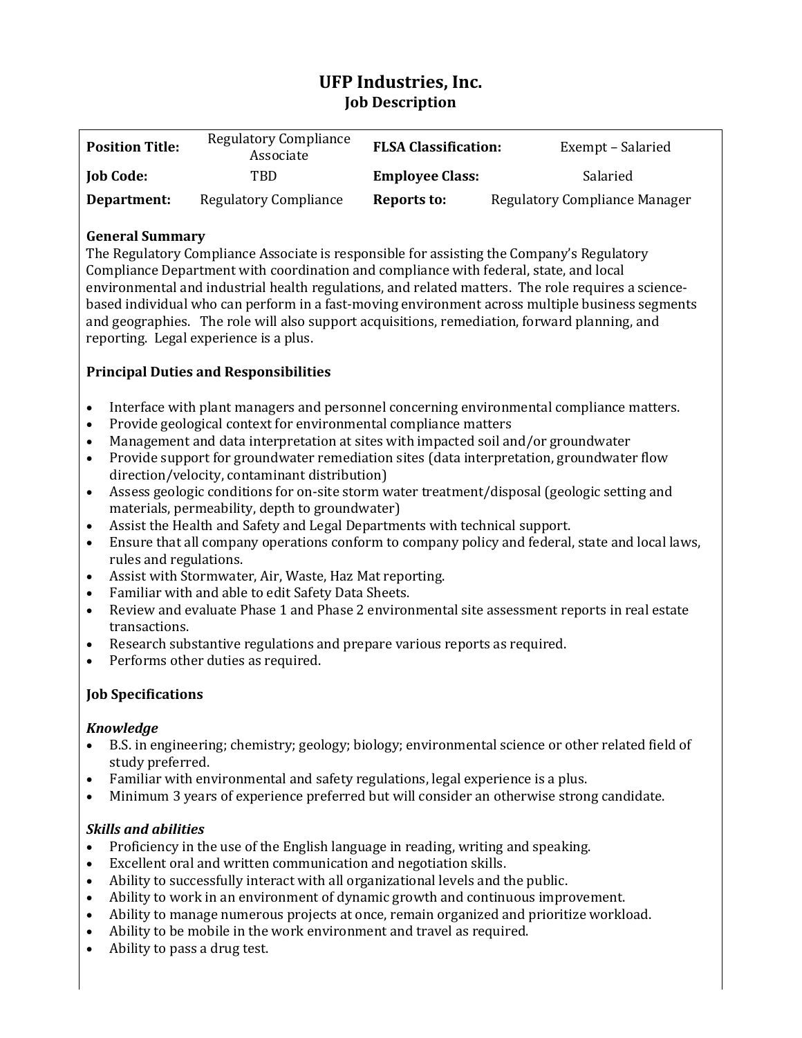# UFP Industries, Inc.
## Job Description

| **Position Title:** | Regulatory Compliance Associate | **FLSA Classification:** | Exempt – Salaried |
|---|---|---|---|
| **Job Code:** | TBD | **Employee Class:** | Salaried |
| **Department:** | Regulatory Compliance | **Reports to:** | Regulatory Compliance Manager |

### General Summary

The Regulatory Compliance Associate is responsible for assisting the Company's Regulatory Compliance Department with coordination and compliance with federal, state, and local environmental and industrial health regulations, and related matters. The role requires a science-based individual who can perform in a fast-moving environment across multiple business segments and geographies. The role will also support acquisitions, remediation, forward planning, and reporting. Legal experience is a plus.

### Principal Duties and Responsibilities

- Interface with plant managers and personnel concerning environmental compliance matters.
- Provide geological context for environmental compliance matters
- Management and data interpretation at sites with impacted soil and/or groundwater
- Provide support for groundwater remediation sites (data interpretation, groundwater flow direction/velocity, contaminant distribution)
- Assess geologic conditions for on-site storm water treatment/disposal (geologic setting and materials, permeability, depth to groundwater)
- Assist the Health and Safety and Legal Departments with technical support.
- Ensure that all company operations conform to company policy and federal, state and local laws, rules and regulations.
- Assist with Stormwater, Air, Waste, Haz Mat reporting.
- Familiar with and able to edit Safety Data Sheets.
- Review and evaluate Phase 1 and Phase 2 environmental site assessment reports in real estate transactions.
- Research substantive regulations and prepare various reports as required.
- Performs other duties as required.

### Job Specifications

#### *Knowledge*

- B.S. in engineering; chemistry; geology; biology; environmental science or other related field of study preferred.
- Familiar with environmental and safety regulations, legal experience is a plus.
- Minimum 3 years of experience preferred but will consider an otherwise strong candidate.

#### *Skills and abilities*

- Proficiency in the use of the English language in reading, writing and speaking.
- Excellent oral and written communication and negotiation skills.
- Ability to successfully interact with all organizational levels and the public.
- Ability to work in an environment of dynamic growth and continuous improvement.
- Ability to manage numerous projects at once, remain organized and prioritize workload.
- Ability to be mobile in the work environment and travel as required.
- Ability to pass a drug test.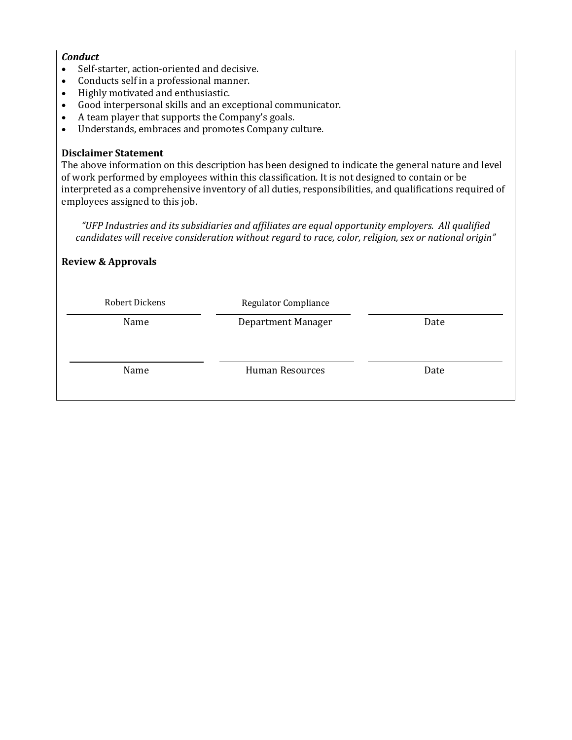***Conduct***

- Self-starter, action-oriented and decisive.
- Conducts self in a professional manner.
- Highly motivated and enthusiastic.
- Good interpersonal skills and an exceptional communicator.
- A team player that supports the Company's goals.
- Understands, embraces and promotes Company culture.

**Disclaimer Statement**

The above information on this description has been designed to indicate the general nature and level of work performed by employees within this classification. It is not designed to contain or be interpreted as a comprehensive inventory of all duties, responsibilities, and qualifications required of employees assigned to this job.

*"UFP Industries and its subsidiaries and affiliates are equal opportunity employers. All qualified candidates will receive consideration without regard to race, color, religion, sex or national origin"*

**Review & Approvals**

| | | |
|---|---|---|
| Robert Dickens | Regulator Compliance | |
| Name | Department Manager | Date |
| | | |
| Name | Human Resources | Date |